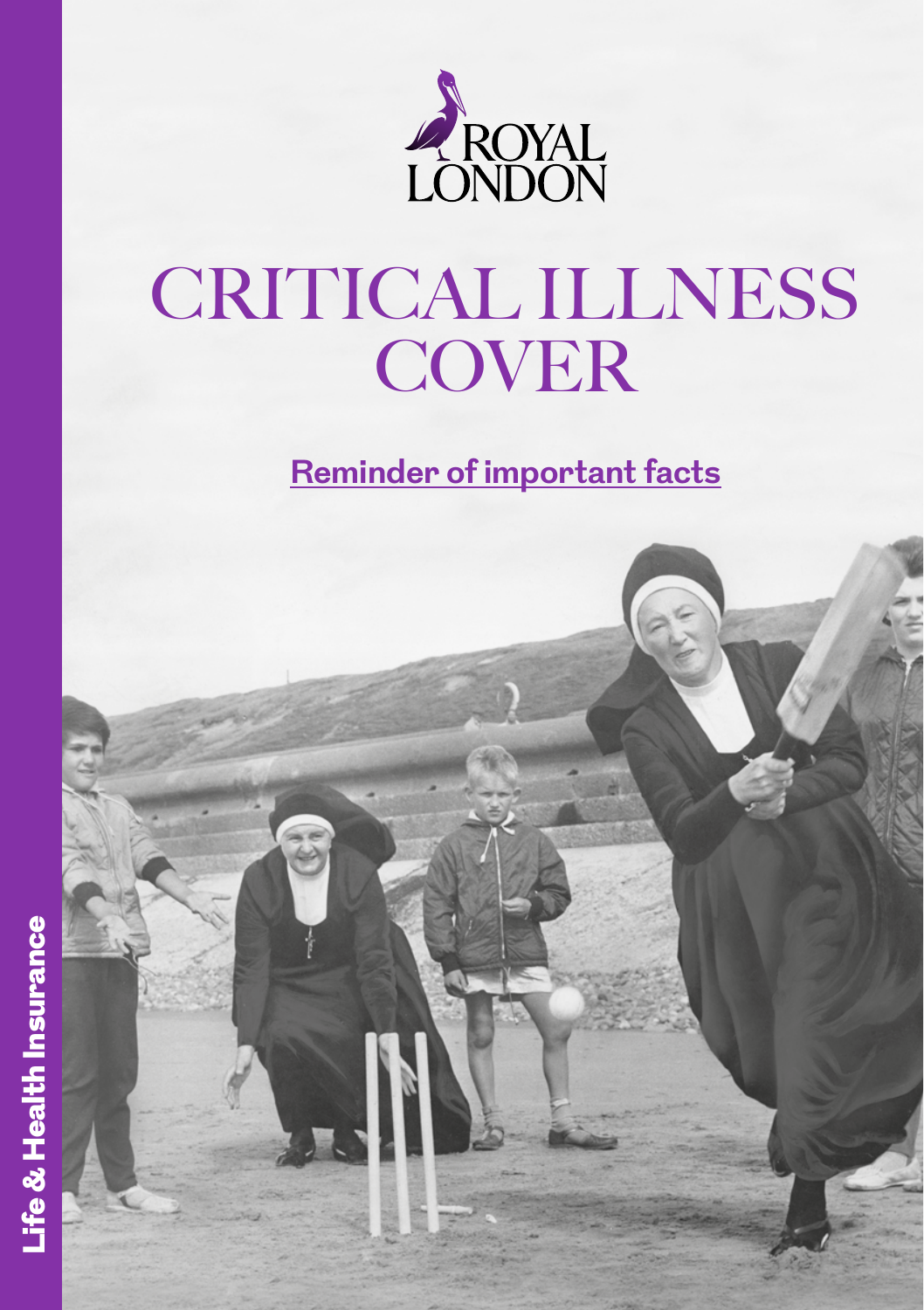ROYAL LONDON

# CRITICAL ILLNESS COVER

## Reminder of important facts

Life & Health Insurance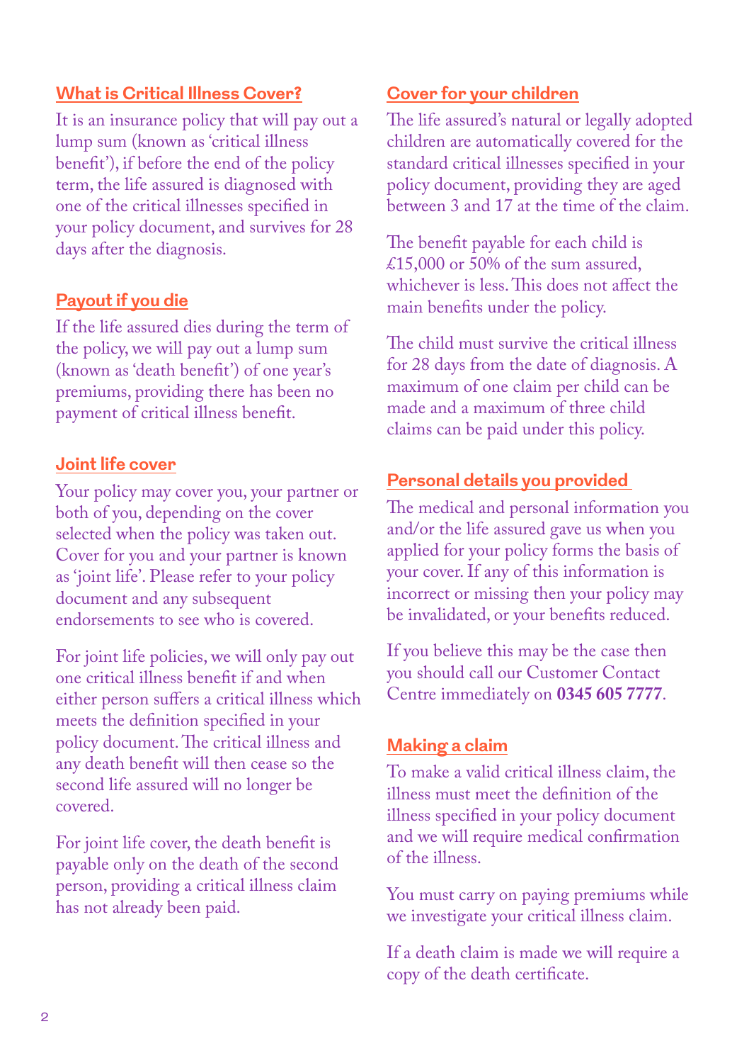## What is Critical Illness Cover?

It is an insurance policy that will pay out a lump sum (known as 'critical illness benefit'), if before the end of the policy term, the life assured is diagnosed with one of the critical illnesses specified in your policy document, and survives for 28 days after the diagnosis.

## Payout if you die

If the life assured dies during the term of the policy, we will pay out a lump sum (known as 'death benefit') of one year's premiums, providing there has been no payment of critical illness benefit.

## Joint life cover

Your policy may cover you, your partner or both of you, depending on the cover selected when the policy was taken out. Cover for you and your partner is known as 'joint life'. Please refer to your policy document and any subsequent endorsements to see who is covered.

For joint life policies, we will only pay out one critical illness benefit if and when either person suffers a critical illness which meets the definition specified in your policy document. The critical illness and any death benefit will then cease so the second life assured will no longer be covered.

For joint life cover, the death benefit is payable only on the death of the second person, providing a critical illness claim has not already been paid.

## Cover for your children

The life assured's natural or legally adopted children are automatically covered for the standard critical illnesses specified in your policy document, providing they are aged between 3 and 17 at the time of the claim.

The benefit payable for each child is £15,000 or 50% of the sum assured, whichever is less. This does not affect the main benefits under the policy.

The child must survive the critical illness for 28 days from the date of diagnosis. A maximum of one claim per child can be made and a maximum of three child claims can be paid under this policy.

## Personal details you provided

The medical and personal information you and/or the life assured gave us when you applied for your policy forms the basis of your cover. If any of this information is incorrect or missing then your policy may be invalidated, or your benefits reduced.

If you believe this may be the case then you should call our Customer Contact Centre immediately on **0345 605 7777**.

## Making a claim

To make a valid critical illness claim, the illness must meet the definition of the illness specified in your policy document and we will require medical confirmation of the illness.

You must carry on paying premiums while we investigate your critical illness claim.

If a death claim is made we will require a copy of the death certificate.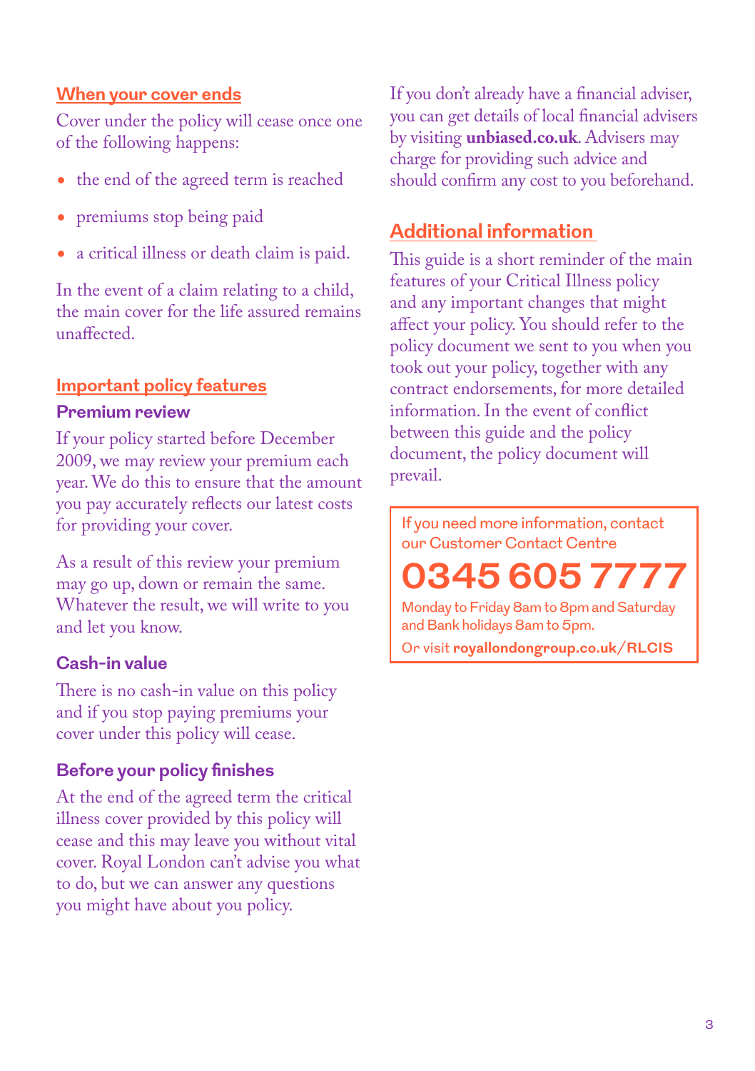## When your cover ends

Cover under the policy will cease once one of the following happens:

- the end of the agreed term is reached
- premiums stop being paid
- a critical illness or death claim is paid.

In the event of a claim relating to a child, the main cover for the life assured remains unaffected.

## Important policy features

### Premium review

If your policy started before December 2009, we may review your premium each year. We do this to ensure that the amount you pay accurately reflects our latest costs for providing your cover.

As a result of this review your premium may go up, down or remain the same. Whatever the result, we will write to you and let you know.

### Cash-in value

There is no cash-in value on this policy and if you stop paying premiums your cover under this policy will cease.

### Before your policy finishes

At the end of the agreed term the critical illness cover provided by this policy will cease and this may leave you without vital cover. Royal London can't advise you what to do, but we can answer any questions you might have about you policy.

If you don't already have a financial adviser, you can get details of local financial advisers by visiting **unbiased.co.uk**. Advisers may charge for providing such advice and should confirm any cost to you beforehand.

## Additional information

This guide is a short reminder of the main features of your Critical Illness policy and any important changes that might affect your policy. You should refer to the policy document we sent to you when you took out your policy, together with any contract endorsements, for more detailed information. In the event of conflict between this guide and the policy document, the policy document will prevail.

If you need more information, contact our Customer Contact Centre

**0345 605 7777**

Monday to Friday 8am to 8pm and Saturday and Bank holidays 8am to 5pm.

Or visit **royallondongroup.co.uk/RLCIS**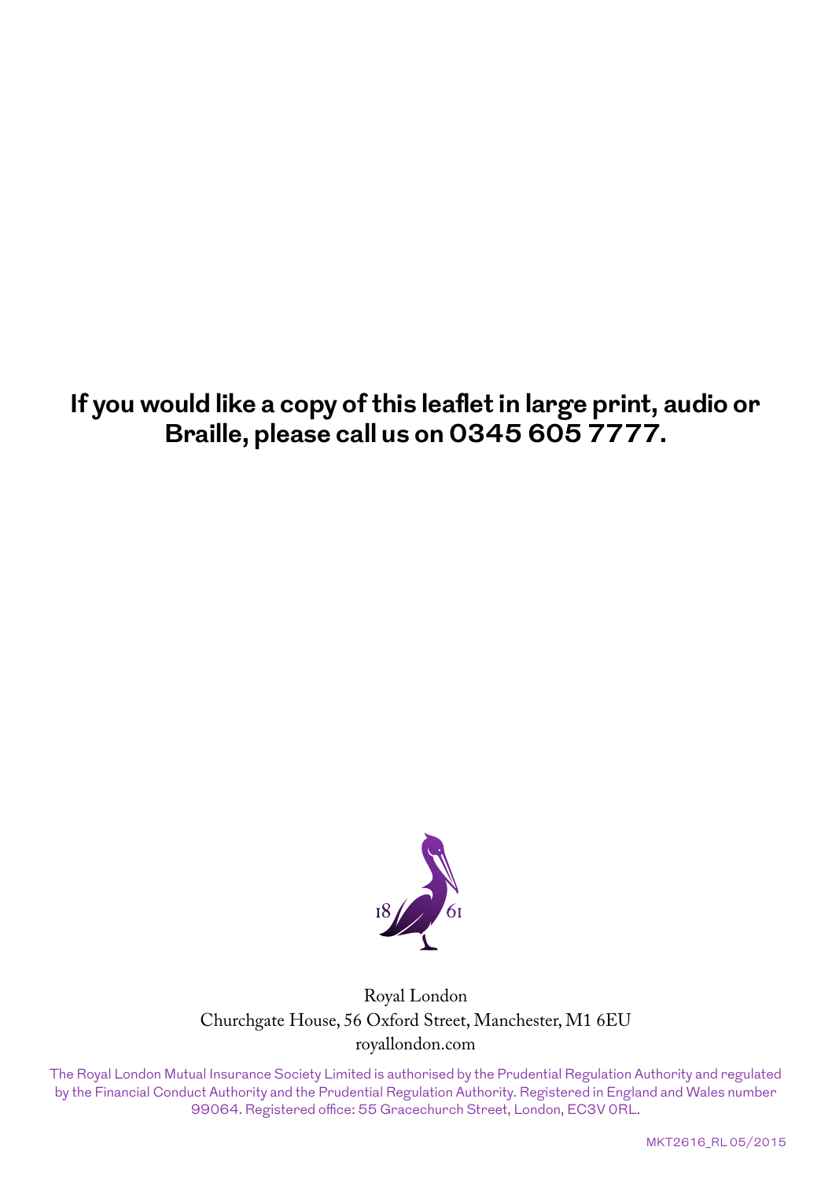**If you would like a copy of this leaflet in large print, audio or Braille, please call us on 0345 605 7777.**

18 61

Royal London
Churchgate House, 56 Oxford Street, Manchester, M1 6EU
royallondon.com

The Royal London Mutual Insurance Society Limited is authorised by the Prudential Regulation Authority and regulated by the Financial Conduct Authority and the Prudential Regulation Authority. Registered in England and Wales number 99064. Registered office: 55 Gracechurch Street, London, EC3V 0RL.

MKT2616_RL 05/2015